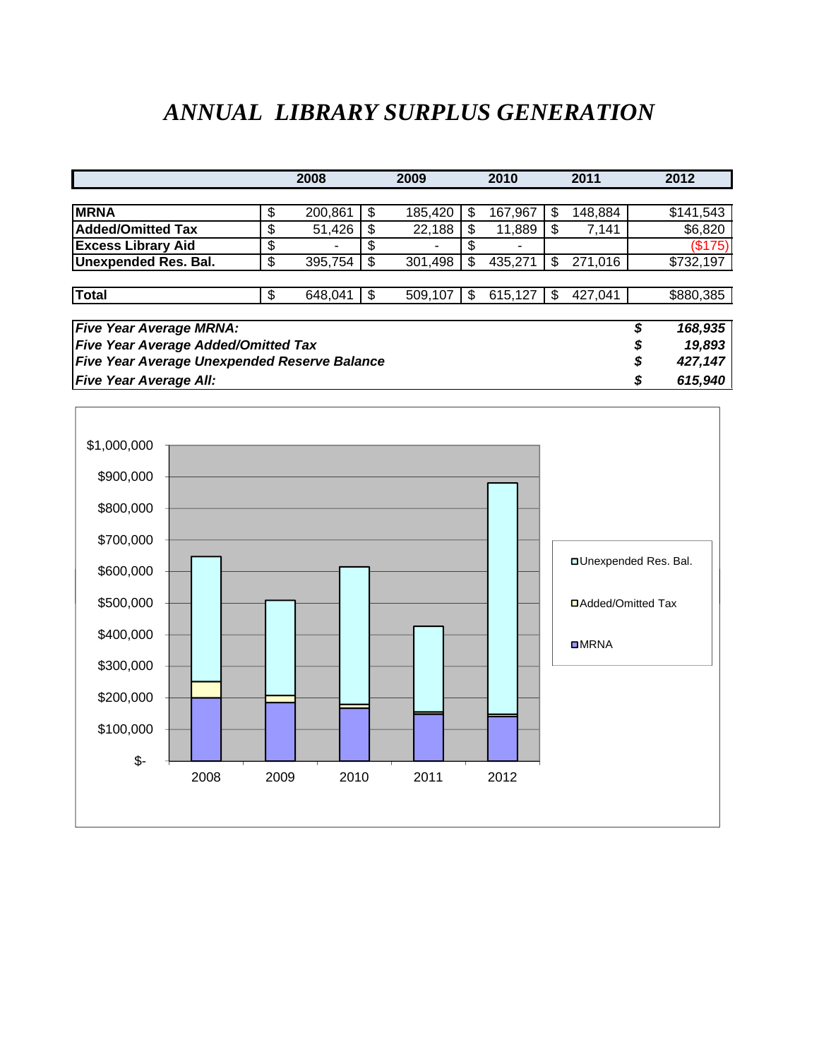# *ANNUAL LIBRARY SURPLUS GENERATION*

| | 2008 | 2009 | 2010 | 2011 | 2012 |
|---|---|---|---|---|---|
| **MRNA** | $ 200,861 | $ 185,420 | $ 167,967 | $ 148,884 | $141,543 |
| **Added/Omitted Tax** | $ 51,426 | $ 22,188 | $ 11,889 | $ 7,141 | $6,820 |
| **Excess Library Aid** | $ - | $ - | $ - | | ($175) |
| **Unexpended Res. Bal.** | $ 395,754 | $ 301,498 | $ 435,271 | $ 271,016 | $732,197 |
| **Total** | $ 648,041 | $ 509,107 | $ 615,127 | $ 427,041 | $880,385 |

| | |
|---|---|
| ***Five Year Average MRNA:*** | ***$ 168,935*** |
| ***Five Year Average Added/Omitted Tax*** | ***$ 19,893*** |
| ***Five Year Average Unexpended Reserve Balance*** | ***$ 427,147*** |
| ***Five Year Average All:*** | ***$ 615,940*** |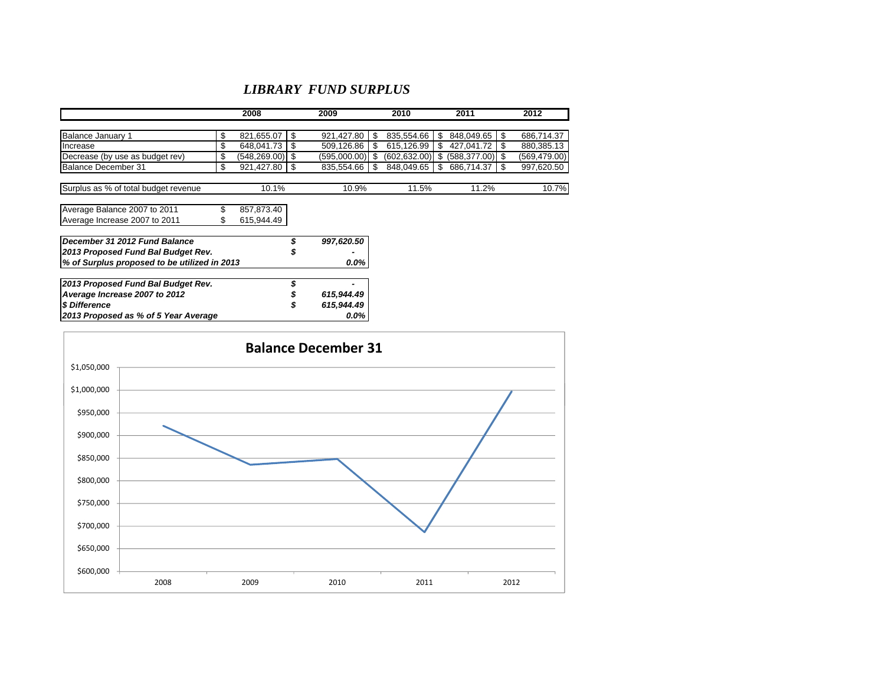# *LIBRARY FUND SURPLUS*

| | 2008 | 2009 | 2010 | 2011 | 2012 |
|---|---|---|---|---|---|
| Balance January 1 | $ 821,655.07 | $ 921,427.80 | $ 835,554.66 | $ 848,049.65 | $ 686,714.37 |
| Increase | $ 648,041.73 | $ 509,126.86 | $ 615,126.99 | $ 427,041.72 | $ 880,385.13 |
| Decrease (by use as budget rev) | $ (548,269.00) | $ (595,000.00) | $ (602,632.00) | $ (588,377.00) | $ (569,479.00) |
| Balance December 31 | $ 921,427.80 | $ 835,554.66 | $ 848,049.65 | $ 686,714.37 | $ 997,620.50 |
| Surplus as % of total budget revenue | 10.1% | 10.9% | 11.5% | 11.2% | 10.7% |

| | |
|---|---|
| Average Balance 2007 to 2011 | $ 857,873.40 |
| Average Increase 2007 to 2011 | $ 615,944.49 |

| | |
|---|---|
| ***December 31 2012 Fund Balance*** | ***$ 997,620.50*** |
| ***2013 Proposed Fund Bal Budget Rev.*** | ***$ -*** |
| ***% of Surplus proposed to be utilized in 2013*** | ***0.0%*** |

| | |
|---|---|
| ***2013 Proposed Fund Bal Budget Rev.*** | ***$ -*** |
| ***Average Increase 2007 to 2012*** | ***$ 615,944.49*** |
| ***$ Difference*** | ***$ 615,944.49*** |
| ***2013 Proposed as % of 5 Year Average*** | ***0.0%*** |

**Balance December 31**

$1,050,000
$1,000,000
$950,000
$900,000
$850,000
$800,000
$750,000
$700,000
$650,000
$600,000

2008
2009
2010
2011
2012